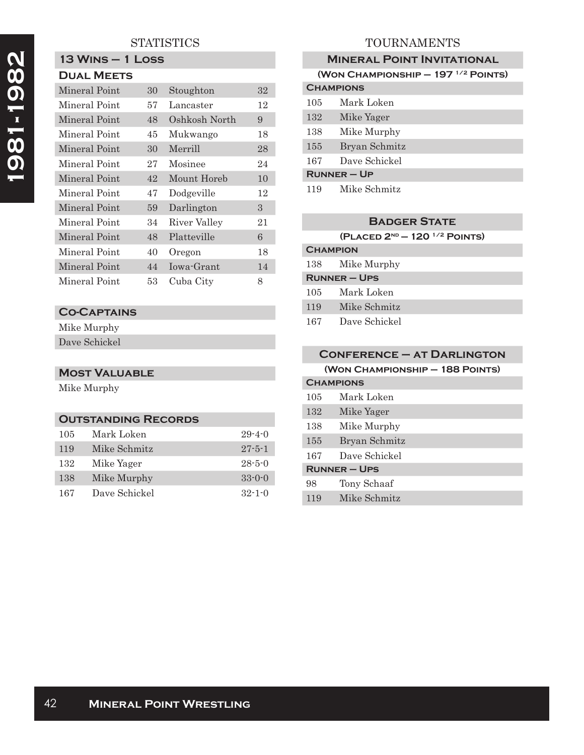# 1981-1982

## STATISTICS

### 13 Wins – 1 Loss

### Dual Meets

| | | | |
|---|---|---|---|
| Mineral Point | 30 | Stoughton | 32 |
| Mineral Point | 57 | Lancaster | 12 |
| Mineral Point | 48 | Oshkosh North | 9 |
| Mineral Point | 45 | Mukwango | 18 |
| Mineral Point | 30 | Merrill | 28 |
| Mineral Point | 27 | Mosinee | 24 |
| Mineral Point | 42 | Mount Horeb | 10 |
| Mineral Point | 47 | Dodgeville | 12 |
| Mineral Point | 59 | Darlington | 3 |
| Mineral Point | 34 | River Valley | 21 |
| Mineral Point | 48 | Platteville | 6 |
| Mineral Point | 40 | Oregon | 18 |
| Mineral Point | 44 | Iowa-Grant | 14 |
| Mineral Point | 53 | Cuba City | 8 |

### Co-Captains

Mike Murphy
Dave Schickel

### Most Valuable

Mike Murphy

### Outstanding Records

| | | |
|---|---|---|
| 105 | Mark Loken | 29-4-0 |
| 119 | Mike Schmitz | 27-5-1 |
| 132 | Mike Yager | 28-5-0 |
| 138 | Mike Murphy | 33-0-0 |
| 167 | Dave Schickel | 32-1-0 |

## TOURNAMENTS

### Mineral Point Invitational

(Won Championship – 197 1/2 Points)

**Champions**

| | |
|---|---|
| 105 | Mark Loken |
| 132 | Mike Yager |
| 138 | Mike Murphy |
| 155 | Bryan Schmitz |
| 167 | Dave Schickel |

**Runner – Up**

| | |
|---|---|
| 119 | Mike Schmitz |

### Badger State

(Placed 2nd – 120 1/2 Points)

**Champion**

| | |
|---|---|
| 138 | Mike Murphy |

**Runner – Ups**

| | |
|---|---|
| 105 | Mark Loken |
| 119 | Mike Schmitz |
| 167 | Dave Schickel |

### Conference – at Darlington

(Won Championship – 188 Points)

**Champions**

| | |
|---|---|
| 105 | Mark Loken |
| 132 | Mike Yager |
| 138 | Mike Murphy |
| 155 | Bryan Schmitz |
| 167 | Dave Schickel |

**Runner – Ups**

| | |
|---|---|
| 98 | Tony Schaaf |
| 119 | Mike Schmitz |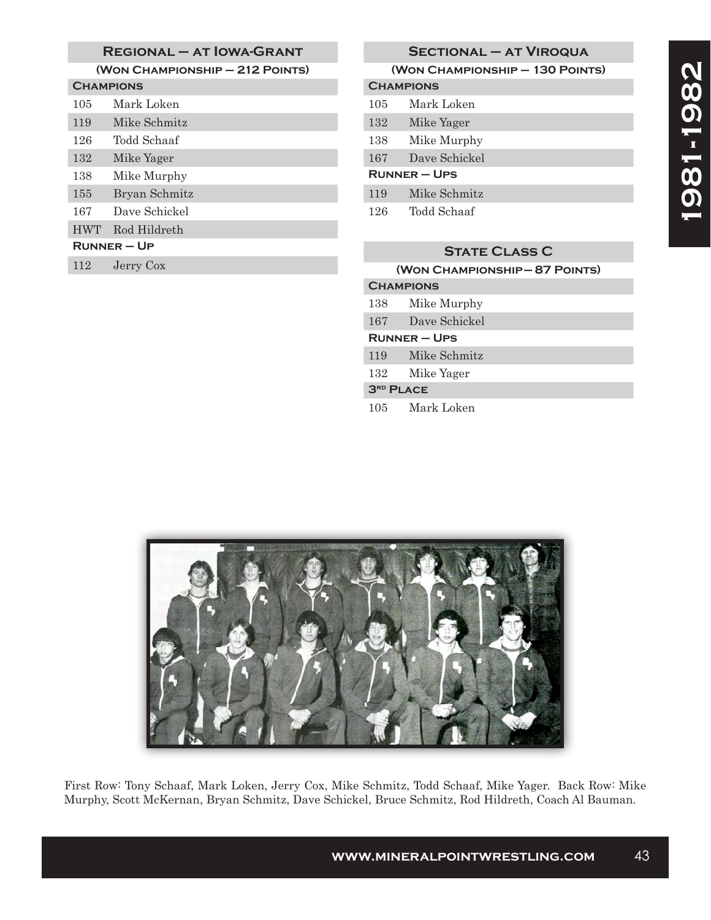## Regional – at Iowa-Grant

(Won Championship – 212 Points)

| | |
|---|---|
| **Champions** | |
| 105 | Mark Loken |
| 119 | Mike Schmitz |
| 126 | Todd Schaaf |
| 132 | Mike Yager |
| 138 | Mike Murphy |
| 155 | Bryan Schmitz |
| 167 | Dave Schickel |
| HWT | Rod Hildreth |
| **Runner – Up** | |
| 112 | Jerry Cox |

## Sectional – at Viroqua

(Won Championship – 130 Points)

| | |
|---|---|
| **Champions** | |
| 105 | Mark Loken |
| 132 | Mike Yager |
| 138 | Mike Murphy |
| 167 | Dave Schickel |
| **Runner – Ups** | |
| 119 | Mike Schmitz |
| 126 | Todd Schaaf |

## State Class C

(Won Championship – 87 Points)

| | |
|---|---|
| **Champions** | |
| 138 | Mike Murphy |
| 167 | Dave Schickel |
| **Runner – Ups** | |
| 119 | Mike Schmitz |
| 132 | Mike Yager |
| **3rd Place** | |
| 105 | Mark Loken |

First Row: Tony Schaaf, Mark Loken, Jerry Cox, Mike Schmitz, Todd Schaaf, Mike Yager. Back Row: Mike Murphy, Scott McKernan, Bryan Schmitz, Dave Schickel, Bruce Schmitz, Rod Hildreth, Coach Al Bauman.